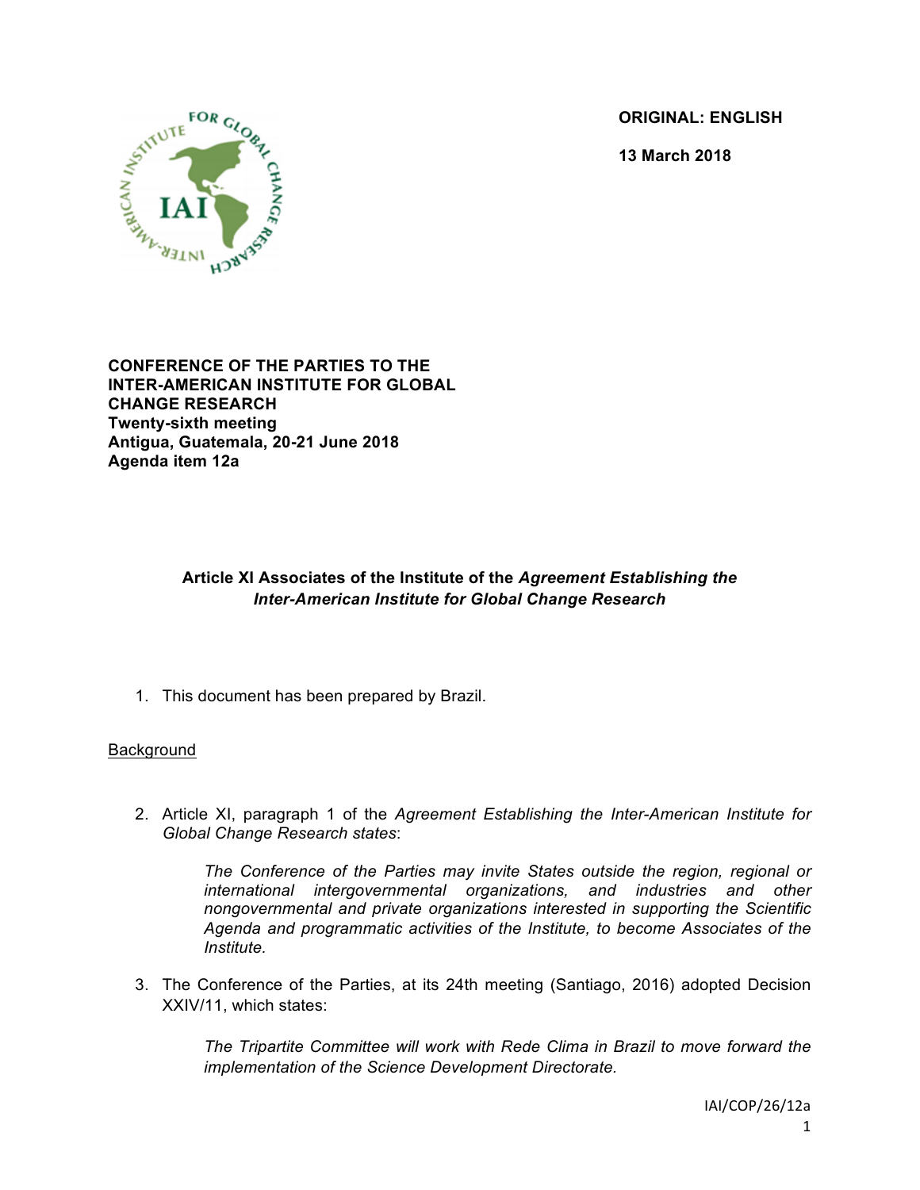**ORIGINAL: ENGLISH**

**13 March 2018**

**CONFERENCE OF THE PARTIES TO THE INTER-AMERICAN INSTITUTE FOR GLOBAL CHANGE RESEARCH**
**Twenty-sixth meeting**
**Antigua, Guatemala, 20-21 June 2018**
**Agenda item 12a**

## Article XI Associates of the Institute of the *Agreement Establishing the Inter-American Institute for Global Change Research*

1. This document has been prepared by Brazil.

Background

2. Article XI, paragraph 1 of the *Agreement Establishing the Inter-American Institute for Global Change Research states*:

   *The Conference of the Parties may invite States outside the region, regional or international intergovernmental organizations, and industries and other nongovernmental and private organizations interested in supporting the Scientific Agenda and programmatic activities of the Institute, to become Associates of the Institute.*

3. The Conference of the Parties, at its 24th meeting (Santiago, 2016) adopted Decision XXIV/11, which states:

   *The Tripartite Committee will work with Rede Clima in Brazil to move forward the implementation of the Science Development Directorate.*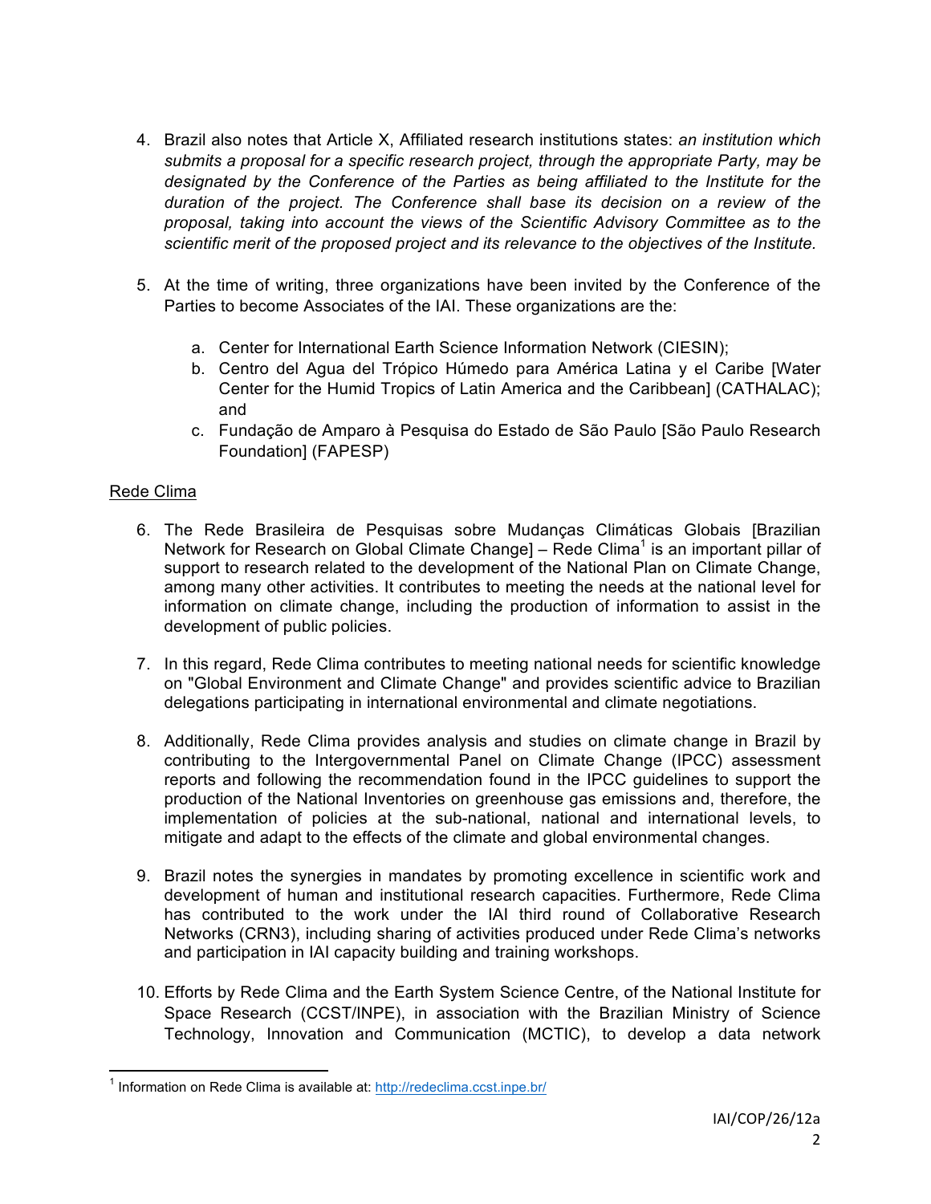4. Brazil also notes that Article X, Affiliated research institutions states: *an institution which submits a proposal for a specific research project, through the appropriate Party, may be designated by the Conference of the Parties as being affiliated to the Institute for the duration of the project. The Conference shall base its decision on a review of the proposal, taking into account the views of the Scientific Advisory Committee as to the scientific merit of the proposed project and its relevance to the objectives of the Institute.*

5. At the time of writing, three organizations have been invited by the Conference of the Parties to become Associates of the IAI. These organizations are the:

    a. Center for International Earth Science Information Network (CIESIN);
    b. Centro del Agua del Trópico Húmedo para América Latina y el Caribe [Water Center for the Humid Tropics of Latin America and the Caribbean] (CATHALAC); and
    c. Fundação de Amparo à Pesquisa do Estado de São Paulo [São Paulo Research Foundation] (FAPESP)

<u>Rede Clima</u>

6. The Rede Brasileira de Pesquisas sobre Mudanças Climáticas Globais [Brazilian Network for Research on Global Climate Change] – Rede Clima[1] is an important pillar of support to research related to the development of the National Plan on Climate Change, among many other activities. It contributes to meeting the needs at the national level for information on climate change, including the production of information to assist in the development of public policies.

7. In this regard, Rede Clima contributes to meeting national needs for scientific knowledge on "Global Environment and Climate Change" and provides scientific advice to Brazilian delegations participating in international environmental and climate negotiations.

8. Additionally, Rede Clima provides analysis and studies on climate change in Brazil by contributing to the Intergovernmental Panel on Climate Change (IPCC) assessment reports and following the recommendation found in the IPCC guidelines to support the production of the National Inventories on greenhouse gas emissions and, therefore, the implementation of policies at the sub-national, national and international levels, to mitigate and adapt to the effects of the climate and global environmental changes.

9. Brazil notes the synergies in mandates by promoting excellence in scientific work and development of human and institutional research capacities. Furthermore, Rede Clima has contributed to the work under the IAI third round of Collaborative Research Networks (CRN3), including sharing of activities produced under Rede Clima's networks and participation in IAI capacity building and training workshops.

10. Efforts by Rede Clima and the Earth System Science Centre, of the National Institute for Space Research (CCST/INPE), in association with the Brazilian Ministry of Science Technology, Innovation and Communication (MCTIC), to develop a data network

[1] Information on Rede Clima is available at: http://redeclima.ccst.inpe.br/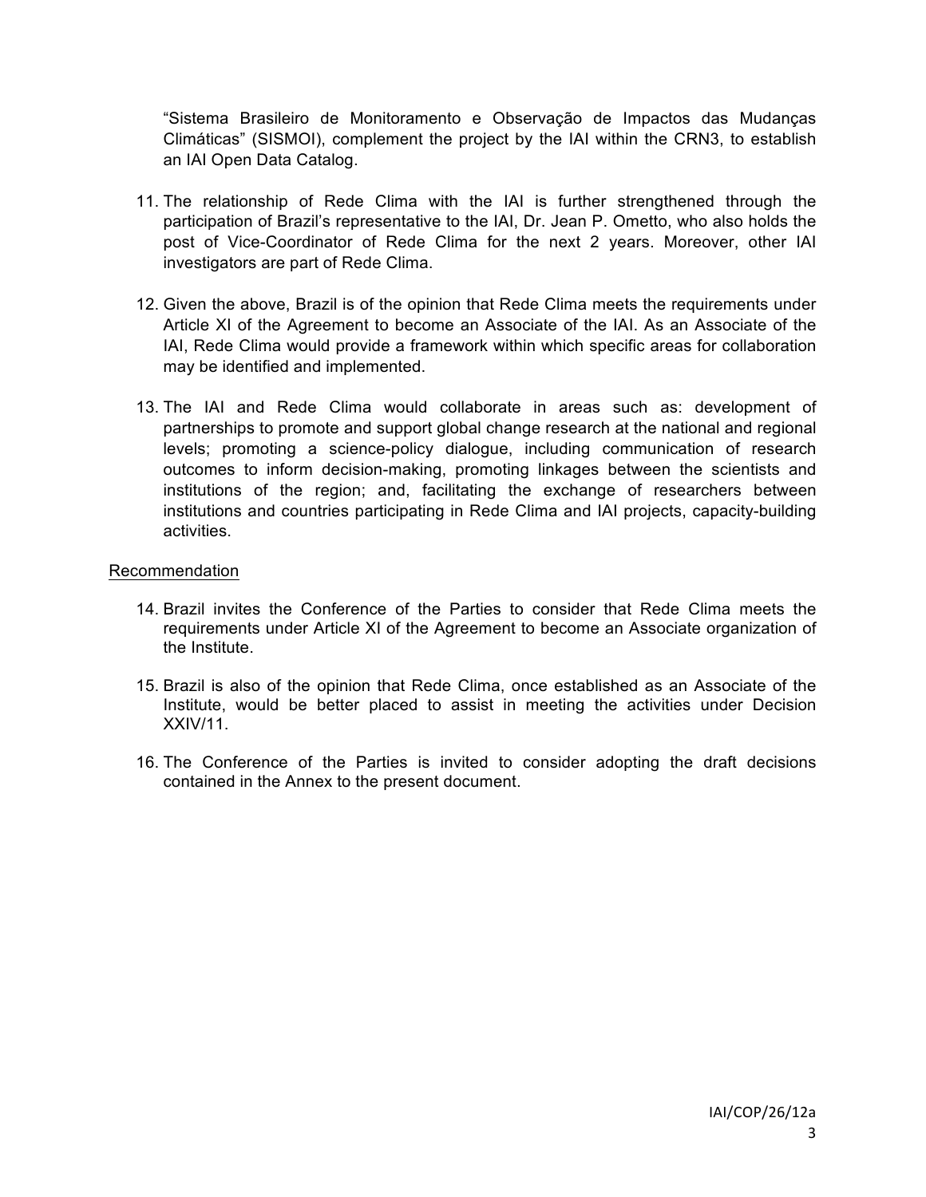"Sistema Brasileiro de Monitoramento e Observação de Impactos das Mudanças Climáticas" (SISMOI), complement the project by the IAI within the CRN3, to establish an IAI Open Data Catalog.

11. The relationship of Rede Clima with the IAI is further strengthened through the participation of Brazil's representative to the IAI, Dr. Jean P. Ometto, who also holds the post of Vice-Coordinator of Rede Clima for the next 2 years. Moreover, other IAI investigators are part of Rede Clima.

12. Given the above, Brazil is of the opinion that Rede Clima meets the requirements under Article XI of the Agreement to become an Associate of the IAI. As an Associate of the IAI, Rede Clima would provide a framework within which specific areas for collaboration may be identified and implemented.

13. The IAI and Rede Clima would collaborate in areas such as: development of partnerships to promote and support global change research at the national and regional levels; promoting a science-policy dialogue, including communication of research outcomes to inform decision-making, promoting linkages between the scientists and institutions of the region; and, facilitating the exchange of researchers between institutions and countries participating in Rede Clima and IAI projects, capacity-building activities.

<u>Recommendation</u>

14. Brazil invites the Conference of the Parties to consider that Rede Clima meets the requirements under Article XI of the Agreement to become an Associate organization of the Institute.

15. Brazil is also of the opinion that Rede Clima, once established as an Associate of the Institute, would be better placed to assist in meeting the activities under Decision XXIV/11.

16. The Conference of the Parties is invited to consider adopting the draft decisions contained in the Annex to the present document.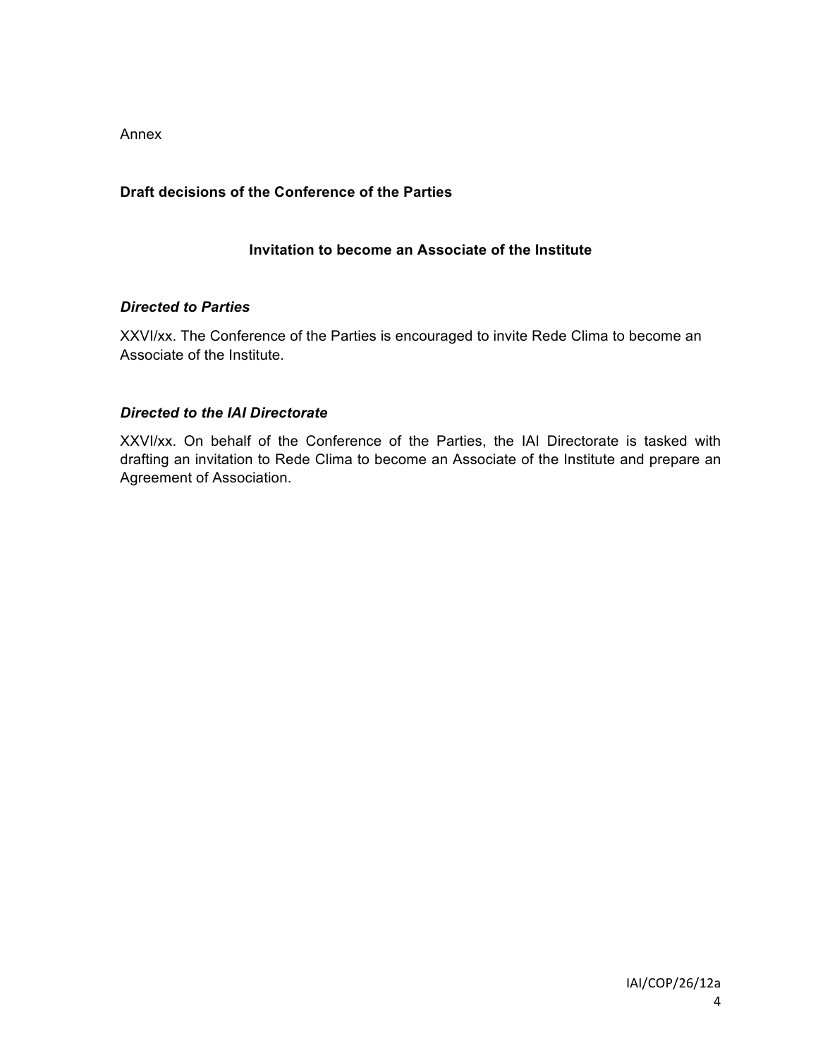Annex

**Draft decisions of the Conference of the Parties**

**Invitation to become an Associate of the Institute**

***Directed to Parties***

XXVI/xx. The Conference of the Parties is encouraged to invite Rede Clima to become an Associate of the Institute.

***Directed to the IAI Directorate***

XXVI/xx. On behalf of the Conference of the Parties, the IAI Directorate is tasked with drafting an invitation to Rede Clima to become an Associate of the Institute and prepare an Agreement of Association.